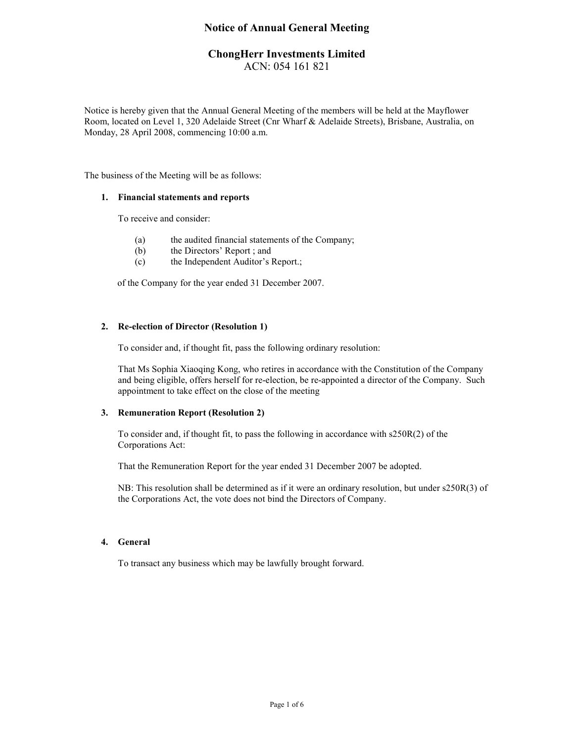# Notice of Annual General Meeting

## ChongHerr Investments Limited

ACN: 054 161 821

Notice is hereby given that the Annual General Meeting of the members will be held at the Mayflower Room, located on Level 1, 320 Adelaide Street (Cnr Wharf & Adelaide Streets), Brisbane, Australia, on Monday, 28 April 2008, commencing 10:00 a.m.

The business of the Meeting will be as follows:

### 1. Financial statements and reports

To receive and consider:

(a) the audited financial statements of the Company;
(b) the Directors' Report ; and
(c) the Independent Auditor's Report.;

of the Company for the year ended 31 December 2007.

### 2. Re-election of Director (Resolution 1)

To consider and, if thought fit, pass the following ordinary resolution:

That Ms Sophia Xiaoqing Kong, who retires in accordance with the Constitution of the Company and being eligible, offers herself for re-election, be re-appointed a director of the Company. Such appointment to take effect on the close of the meeting

### 3. Remuneration Report (Resolution 2)

To consider and, if thought fit, to pass the following in accordance with s250R(2) of the Corporations Act:

That the Remuneration Report for the year ended 31 December 2007 be adopted.

NB: This resolution shall be determined as if it were an ordinary resolution, but under s250R(3) of the Corporations Act, the vote does not bind the Directors of Company.

### 4. General

To transact any business which may be lawfully brought forward.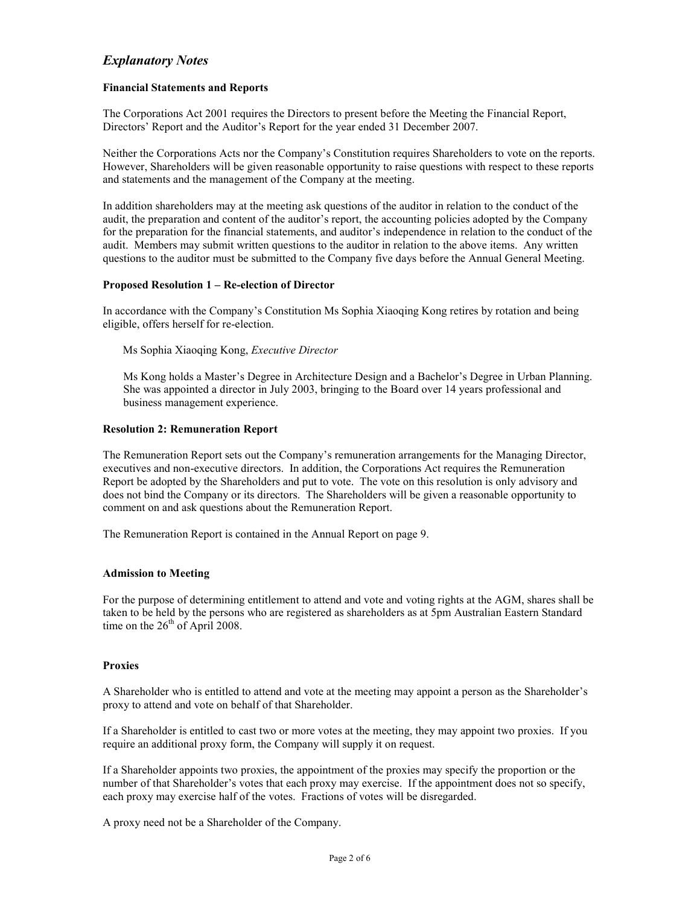# *Explanatory Notes*

**Financial Statements and Reports**

The Corporations Act 2001 requires the Directors to present before the Meeting the Financial Report, Directors' Report and the Auditor's Report for the year ended 31 December 2007.

Neither the Corporations Acts nor the Company's Constitution requires Shareholders to vote on the reports. However, Shareholders will be given reasonable opportunity to raise questions with respect to these reports and statements and the management of the Company at the meeting.

In addition shareholders may at the meeting ask questions of the auditor in relation to the conduct of the audit, the preparation and content of the auditor's report, the accounting policies adopted by the Company for the preparation for the financial statements, and auditor's independence in relation to the conduct of the audit. Members may submit written questions to the auditor in relation to the above items. Any written questions to the auditor must be submitted to the Company five days before the Annual General Meeting.

**Proposed Resolution 1 – Re-election of Director**

In accordance with the Company's Constitution Ms Sophia Xiaoqing Kong retires by rotation and being eligible, offers herself for re-election.

Ms Sophia Xiaoqing Kong, *Executive Director*

Ms Kong holds a Master's Degree in Architecture Design and a Bachelor's Degree in Urban Planning. She was appointed a director in July 2003, bringing to the Board over 14 years professional and business management experience.

**Resolution 2: Remuneration Report**

The Remuneration Report sets out the Company's remuneration arrangements for the Managing Director, executives and non-executive directors. In addition, the Corporations Act requires the Remuneration Report be adopted by the Shareholders and put to vote. The vote on this resolution is only advisory and does not bind the Company or its directors. The Shareholders will be given a reasonable opportunity to comment on and ask questions about the Remuneration Report.

The Remuneration Report is contained in the Annual Report on page 9.

**Admission to Meeting**

For the purpose of determining entitlement to attend and vote and voting rights at the AGM, shares shall be taken to be held by the persons who are registered as shareholders as at 5pm Australian Eastern Standard time on the 26th of April 2008.

**Proxies**

A Shareholder who is entitled to attend and vote at the meeting may appoint a person as the Shareholder's proxy to attend and vote on behalf of that Shareholder.

If a Shareholder is entitled to cast two or more votes at the meeting, they may appoint two proxies. If you require an additional proxy form, the Company will supply it on request.

If a Shareholder appoints two proxies, the appointment of the proxies may specify the proportion or the number of that Shareholder's votes that each proxy may exercise. If the appointment does not so specify, each proxy may exercise half of the votes. Fractions of votes will be disregarded.

A proxy need not be a Shareholder of the Company.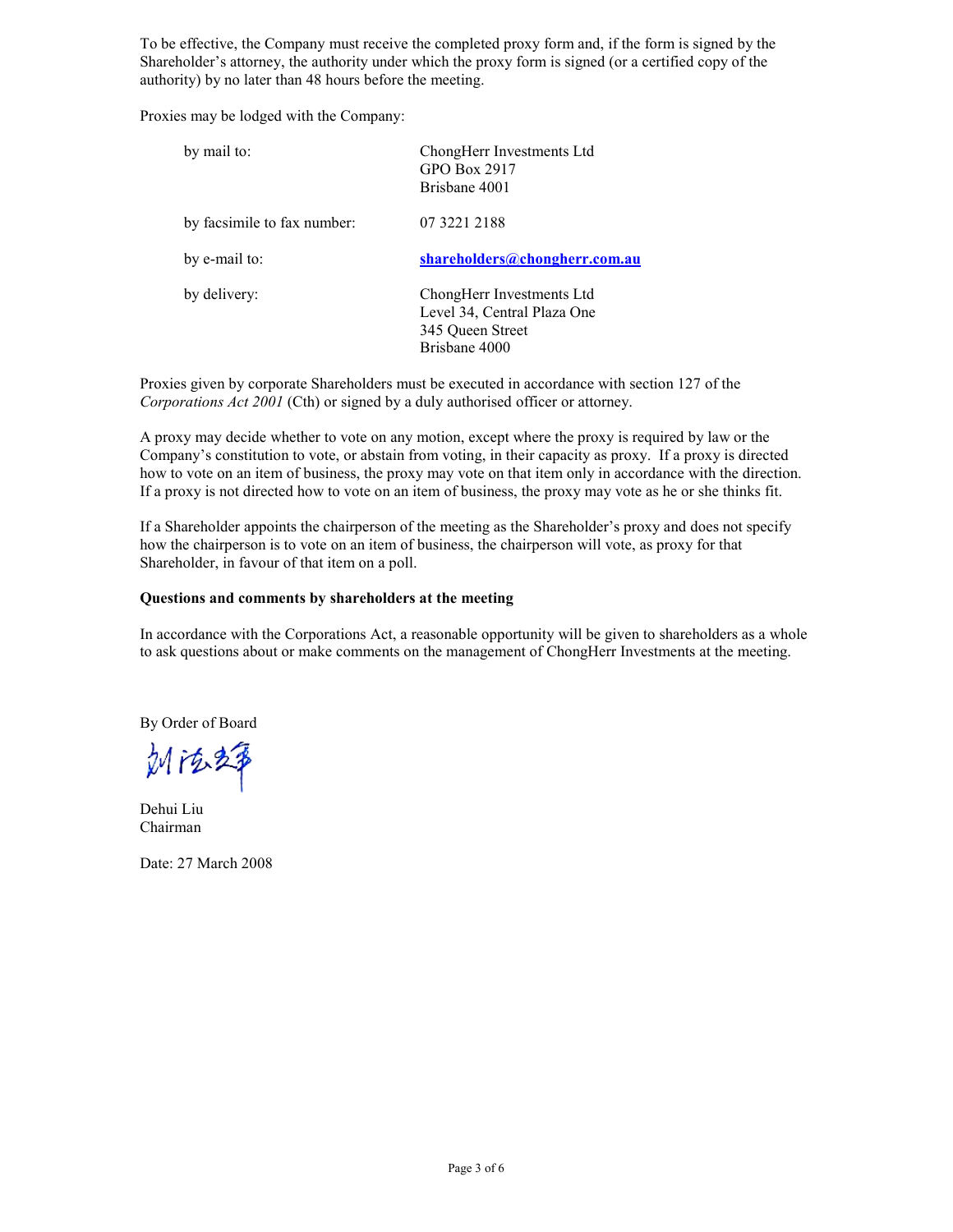To be effective, the Company must receive the completed proxy form and, if the form is signed by the Shareholder's attorney, the authority under which the proxy form is signed (or a certified copy of the authority) by no later than 48 hours before the meeting.

Proxies may be lodged with the Company:

| | |
|---|---|
| by mail to: | ChongHerr Investments Ltd<br>GPO Box 2917<br>Brisbane 4001 |
| by facsimile to fax number: | 07 3221 2188 |
| by e-mail to: | **shareholders@chongherr.com.au** |
| by delivery: | ChongHerr Investments Ltd<br>Level 34, Central Plaza One<br>345 Queen Street<br>Brisbane 4000 |

Proxies given by corporate Shareholders must be executed in accordance with section 127 of the *Corporations Act 2001* (Cth) or signed by a duly authorised officer or attorney.

A proxy may decide whether to vote on any motion, except where the proxy is required by law or the Company's constitution to vote, or abstain from voting, in their capacity as proxy. If a proxy is directed how to vote on an item of business, the proxy may vote on that item only in accordance with the direction. If a proxy is not directed how to vote on an item of business, the proxy may vote as he or she thinks fit.

If a Shareholder appoints the chairperson of the meeting as the Shareholder's proxy and does not specify how the chairperson is to vote on an item of business, the chairperson will vote, as proxy for that Shareholder, in favour of that item on a poll.

**Questions and comments by shareholders at the meeting**

In accordance with the Corporations Act, a reasonable opportunity will be given to shareholders as a whole to ask questions about or make comments on the management of ChongHerr Investments at the meeting.

By Order of Board

Dehui Liu
Chairman

Date: 27 March 2008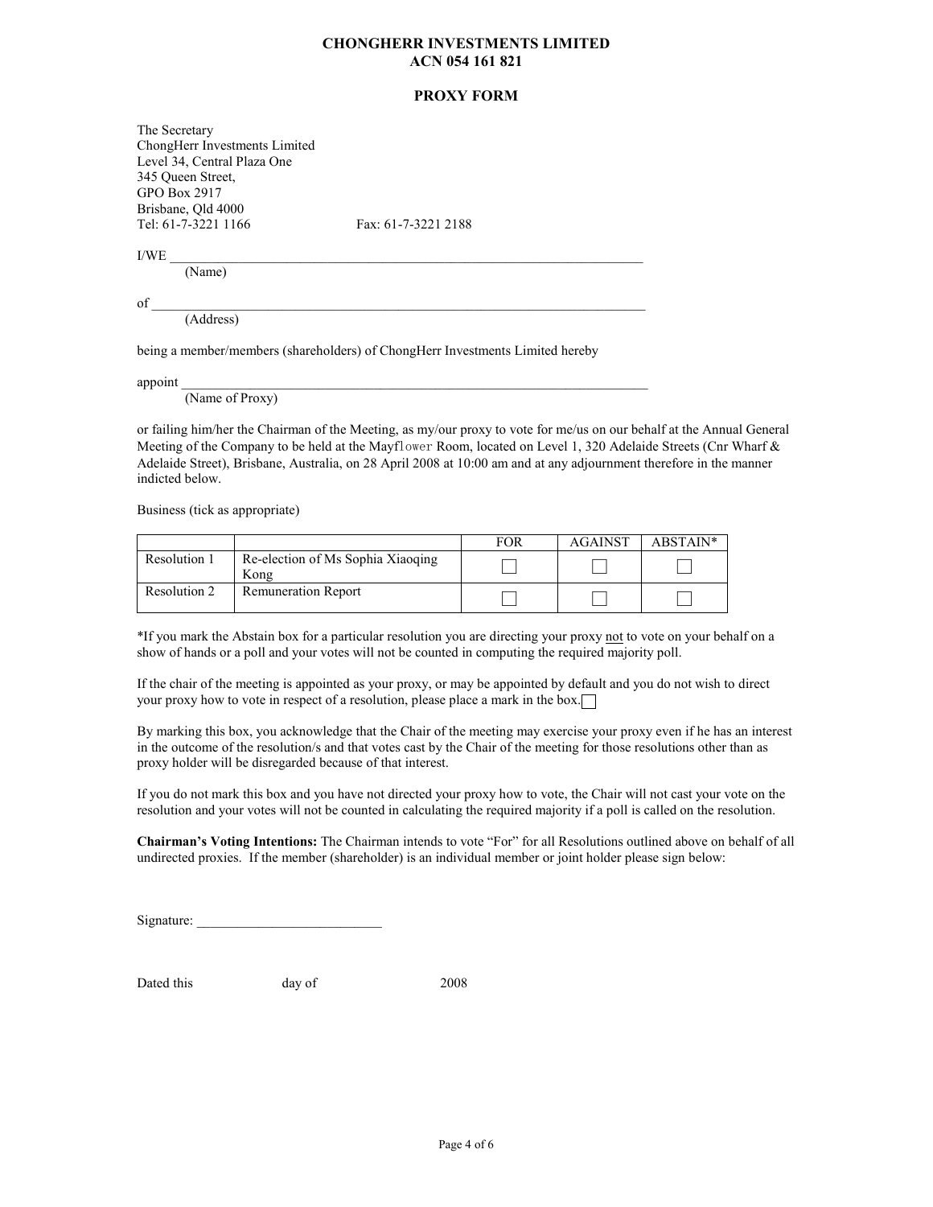**CHONGHERR INVESTMENTS LIMITED**
**ACN 054 161 821**

**PROXY FORM**

The Secretary
ChongHerr Investments Limited
Level 34, Central Plaza One
345 Queen Street,
GPO Box 2917
Brisbane, Qld 4000
Tel: 61-7-3221 1166 Fax: 61-7-3221 2188

I/WE ______________________________________________________________________
(Name)

of ________________________________________________________________________
(Address)

being a member/members (shareholders) of ChongHerr Investments Limited hereby

appoint ____________________________________________________________________
(Name of Proxy)

or failing him/her the Chairman of the Meeting, as my/our proxy to vote for me/us on our behalf at the Annual General Meeting of the Company to be held at the Mayflower Room, located on Level 1, 320 Adelaide Streets (Cnr Wharf & Adelaide Street), Brisbane, Australia, on 28 April 2008 at 10:00 am and at any adjournment therefore in the manner indicted below.

Business (tick as appropriate)

| | | FOR | AGAINST | ABSTAIN* |
|---|---|---|---|---|
| Resolution 1 | Re-election of Ms Sophia Xiaoqing Kong | ☐ | ☐ | ☐ |
| Resolution 2 | Remuneration Report | ☐ | ☐ | ☐ |

*If you mark the Abstain box for a particular resolution you are directing your proxy not to vote on your behalf on a show of hands or a poll and your votes will not be counted in computing the required majority poll.

If the chair of the meeting is appointed as your proxy, or may be appointed by default and you do not wish to direct your proxy how to vote in respect of a resolution, please place a mark in the box. ☐

By marking this box, you acknowledge that the Chair of the meeting may exercise your proxy even if he has an interest in the outcome of the resolution/s and that votes cast by the Chair of the meeting for those resolutions other than as proxy holder will be disregarded because of that interest.

If you do not mark this box and you have not directed your proxy how to vote, the Chair will not cast your vote on the resolution and your votes will not be counted in calculating the required majority if a poll is called on the resolution.

**Chairman's Voting Intentions:** The Chairman intends to vote "For" for all Resolutions outlined above on behalf of all undirected proxies. If the member (shareholder) is an individual member or joint holder please sign below:

Signature: ___________________________

Dated this day of 2008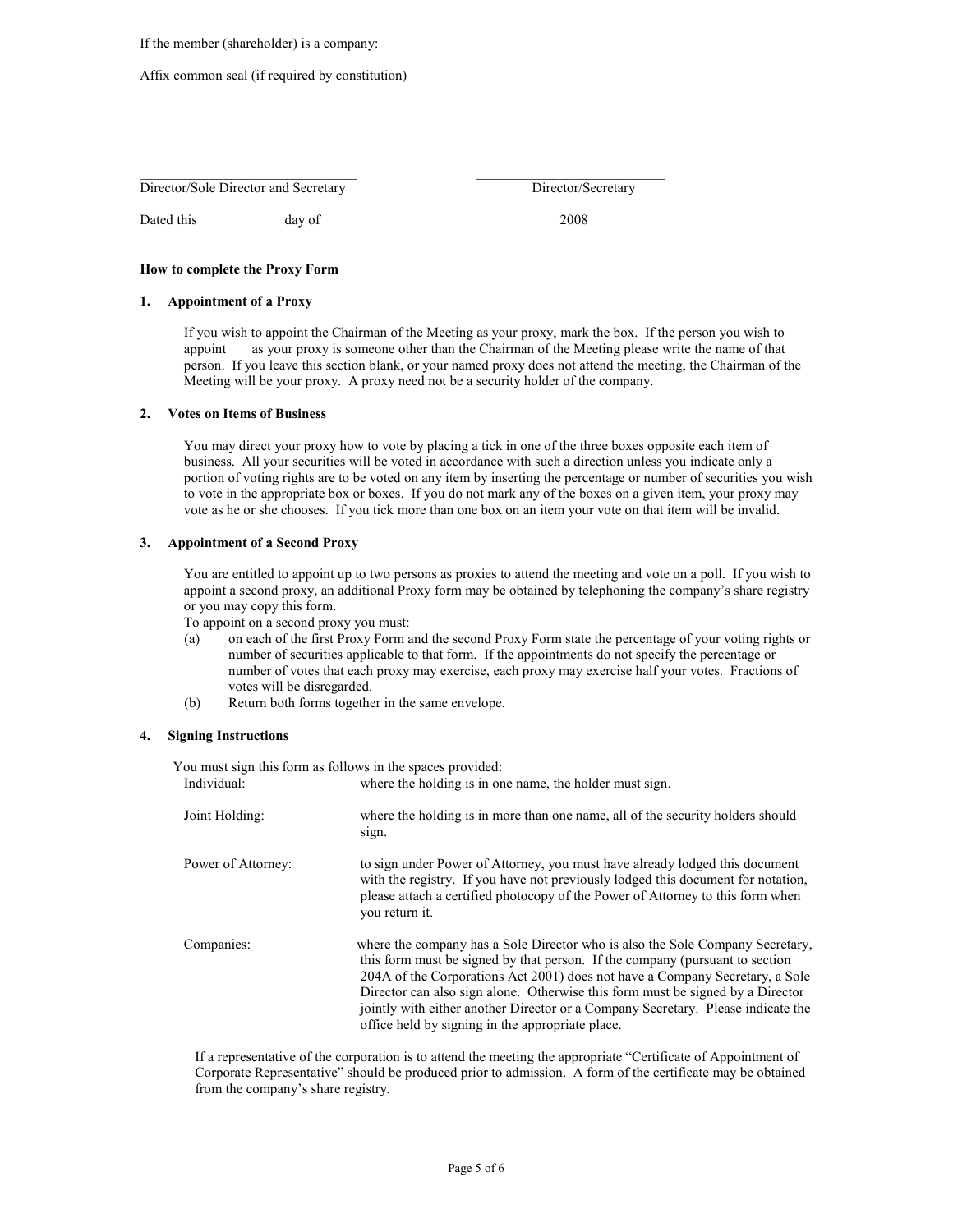If the member (shareholder) is a company:

Affix common seal (if required by constitution)

| \_\_\_\_\_\_\_\_\_\_\_\_\_\_\_\_\_\_\_\_\_\_\_\_\_\_\_\_\_\_ | \_\_\_\_\_\_\_\_\_\_\_\_\_\_\_\_\_\_\_\_\_\_\_\_\_\_\_\_\_\_ |
|---|---|
| Director/Sole Director and Secretary | Director/Secretary |

Dated this day of 2008

**How to complete the Proxy Form**

**1. Appointment of a Proxy**

If you wish to appoint the Chairman of the Meeting as your proxy, mark the box. If the person you wish to appoint as your proxy is someone other than the Chairman of the Meeting please write the name of that person. If you leave this section blank, or your named proxy does not attend the meeting, the Chairman of the Meeting will be your proxy. A proxy need not be a security holder of the company.

**2. Votes on Items of Business**

You may direct your proxy how to vote by placing a tick in one of the three boxes opposite each item of business. All your securities will be voted in accordance with such a direction unless you indicate only a portion of voting rights are to be voted on any item by inserting the percentage or number of securities you wish to vote in the appropriate box or boxes. If you do not mark any of the boxes on a given item, your proxy may vote as he or she chooses. If you tick more than one box on an item your vote on that item will be invalid.

**3. Appointment of a Second Proxy**

You are entitled to appoint up to two persons as proxies to attend the meeting and vote on a poll. If you wish to appoint a second proxy, an additional Proxy form may be obtained by telephoning the company's share registry or you may copy this form.

To appoint on a second proxy you must:

(a) on each of the first Proxy Form and the second Proxy Form state the percentage of your voting rights or number of securities applicable to that form. If the appointments do not specify the percentage or number of votes that each proxy may exercise, each proxy may exercise half your votes. Fractions of votes will be disregarded.

(b) Return both forms together in the same envelope.

**4. Signing Instructions**

You must sign this form as follows in the spaces provided:

| | |
|---|---|
| Individual: | where the holding is in one name, the holder must sign. |
| Joint Holding: | where the holding is in more than one name, all of the security holders should sign. |
| Power of Attorney: | to sign under Power of Attorney, you must have already lodged this document with the registry. If you have not previously lodged this document for notation, please attach a certified photocopy of the Power of Attorney to this form when you return it. |
| Companies: | where the company has a Sole Director who is also the Sole Company Secretary, this form must be signed by that person. If the company (pursuant to section 204A of the Corporations Act 2001) does not have a Company Secretary, a Sole Director can also sign alone. Otherwise this form must be signed by a Director jointly with either another Director or a Company Secretary. Please indicate the office held by signing in the appropriate place. |

If a representative of the corporation is to attend the meeting the appropriate "Certificate of Appointment of Corporate Representative" should be produced prior to admission. A form of the certificate may be obtained from the company's share registry.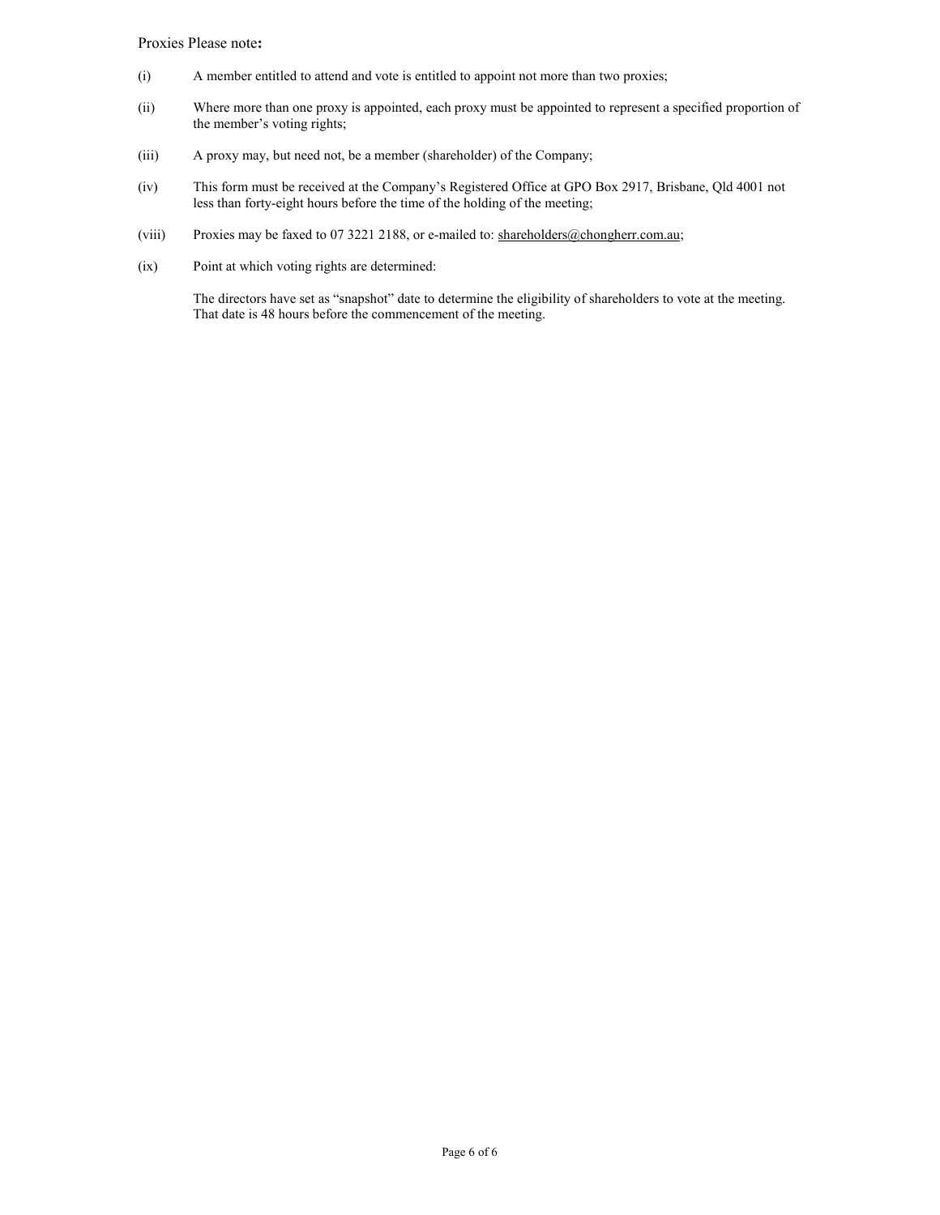Proxies Please note**:**

(i) A member entitled to attend and vote is entitled to appoint not more than two proxies;

(ii) Where more than one proxy is appointed, each proxy must be appointed to represent a specified proportion of the member's voting rights;

(iii) A proxy may, but need not, be a member (shareholder) of the Company;

(iv) This form must be received at the Company's Registered Office at GPO Box 2917, Brisbane, Qld 4001 not less than forty-eight hours before the time of the holding of the meeting;

(viii) Proxies may be faxed to 07 3221 2188, or e-mailed to: shareholders@chongherr.com.au;

(ix) Point at which voting rights are determined:

The directors have set as "snapshot" date to determine the eligibility of shareholders to vote at the meeting. That date is 48 hours before the commencement of the meeting.